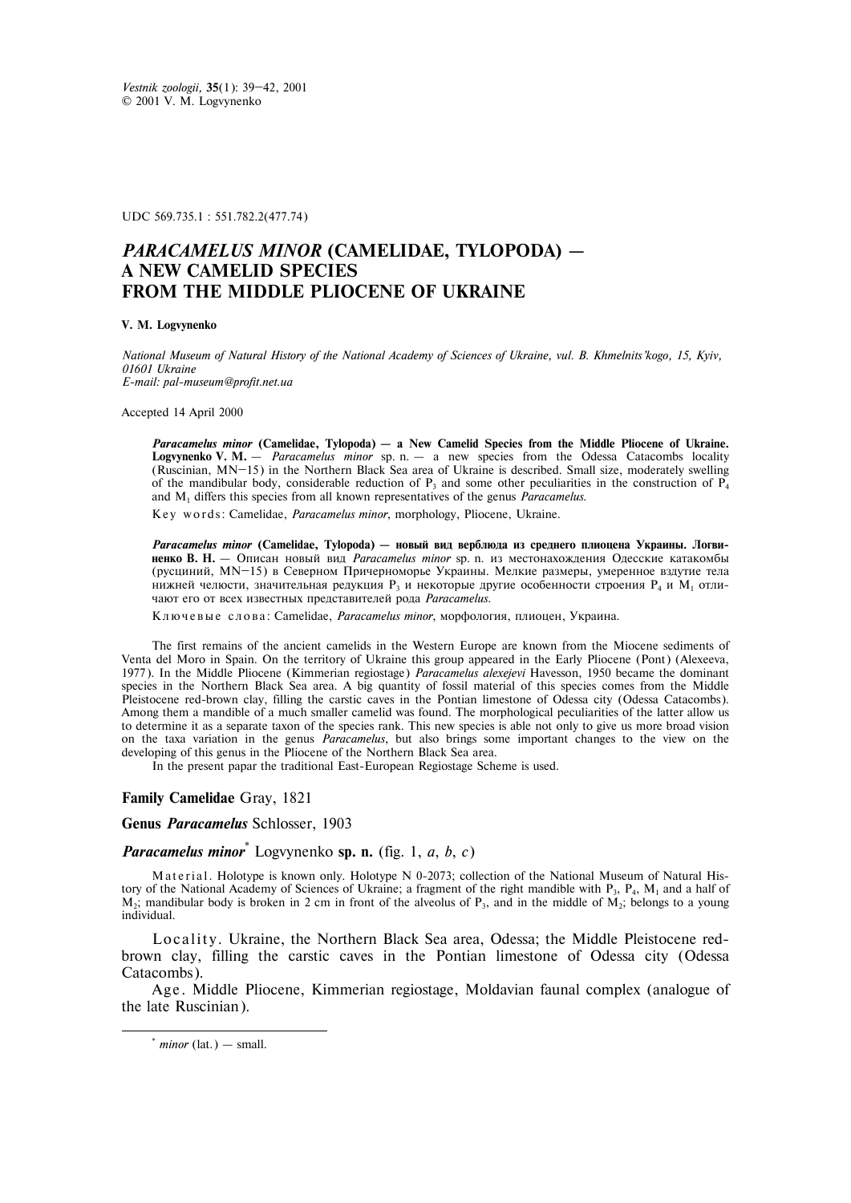Vestnik zoologii, 35(1): 39–42, 2001
© 2001 V. M. Logvynenko

UDC 569.735.1 : 551.782.2(477.74)

# *PARACAMELUS MINOR* (CAMELIDAE, TYLOPODA) — A NEW CAMELID SPECIES FROM THE MIDDLE PLIOCENE OF UKRAINE

**V. M. Logvynenko**

*National Museum of Natural History of the National Academy of Sciences of Ukraine, vul. B. Khmelnits'kogo, 15, Kyiv, 01601 Ukraine*
*E-mail: pal-museum@profit.net.ua*

Accepted 14 April 2000

***Paracamelus minor* (Camelidae, Tylopoda) — a New Camelid Species from the Middle Pliocene of Ukraine. Logvynenko V. M.** — *Paracamelus minor* sp. n. — a new species from the Odessa Catacombs locality (Ruscinian, MN–15) in the Northern Black Sea area of Ukraine is described. Small size, moderately swelling of the mandibular body, considerable reduction of $P_3$ and some other peculiarities in the construction of $P_4$ and $M_1$ differs this species from all known representatives of the genus *Paracamelus.*

Key words: Camelidae, *Paracamelus minor*, morphology, Pliocene, Ukraine.

***Paracamelus minor* (Camelidae, Tylopoda) — новый вид верблюда из среднего плиоцена Украины. Логвиненко В. Н.** — Описан новый вид *Paracamelus minor* sp. n. из местонахождения Одесские катакомбы (русциний, MN–15) в Северном Причерноморье Украины. Мелкие размеры, умеренное вздутие тела нижней челюсти, значительная редукция $P_3$ и некоторые другие особенности строения $P_4$ и $M_1$ отличают его от всех известных представителей рода *Paracamelus.*

Ключевые слова: Camelidae, *Paracamelus minor*, морфология, плиоцен, Украина.

The first remains of the ancient camelids in the Western Europe are known from the Miocene sediments of Venta del Moro in Spain. On the territory of Ukraine this group appeared in the Early Pliocene (Pont) (Alexeeva, 1977). In the Middle Pliocene (Kimmerian regiostage) *Paracamelus alexejevi* Havesson, 1950 became the dominant species in the Northern Black Sea area. A big quantity of fossil material of this species comes from the Middle Pleistocene red-brown clay, filling the carstic caves in the Pontian limestone of Odessa city (Odessa Catacombs). Among them a mandible of a much smaller camelid was found. The morphological peculiarities of the latter allow us to determine it as a separate taxon of the species rank. This new species is able not only to give us more broad vision on the taxa variation in the genus *Paracamelus*, but also brings some important changes to the view on the developing of this genus in the Pliocene of the Northern Black Sea area.

In the present papar the traditional East-European Regiostage Scheme is used.

### Family Camelidae Gray, 1821

### Genus *Paracamelus* Schlosser, 1903

### *Paracamelus minor*[*] Logvynenko sp. n. (fig. 1, *a*, *b*, *c*)

Material. Holotype is known only. Holotype N 0-2073; collection of the National Museum of Natural History of the National Academy of Sciences of Ukraine; a fragment of the right mandible with $P_3$, $P_4$, $M_1$ and a half of $M_2$; mandibular body is broken in 2 cm in front of the alveolus of $P_3$, and in the middle of $M_2$; belongs to a young individual.

Locality. Ukraine, the Northern Black Sea area, Odessa; the Middle Pleistocene red-brown clay, filling the carstic caves in the Pontian limestone of Odessa city (Odessa Catacombs).

Age. Middle Pliocene, Kimmerian regiostage, Moldavian faunal complex (analogue of the late Ruscinian).

[*] *minor* (lat.) — small.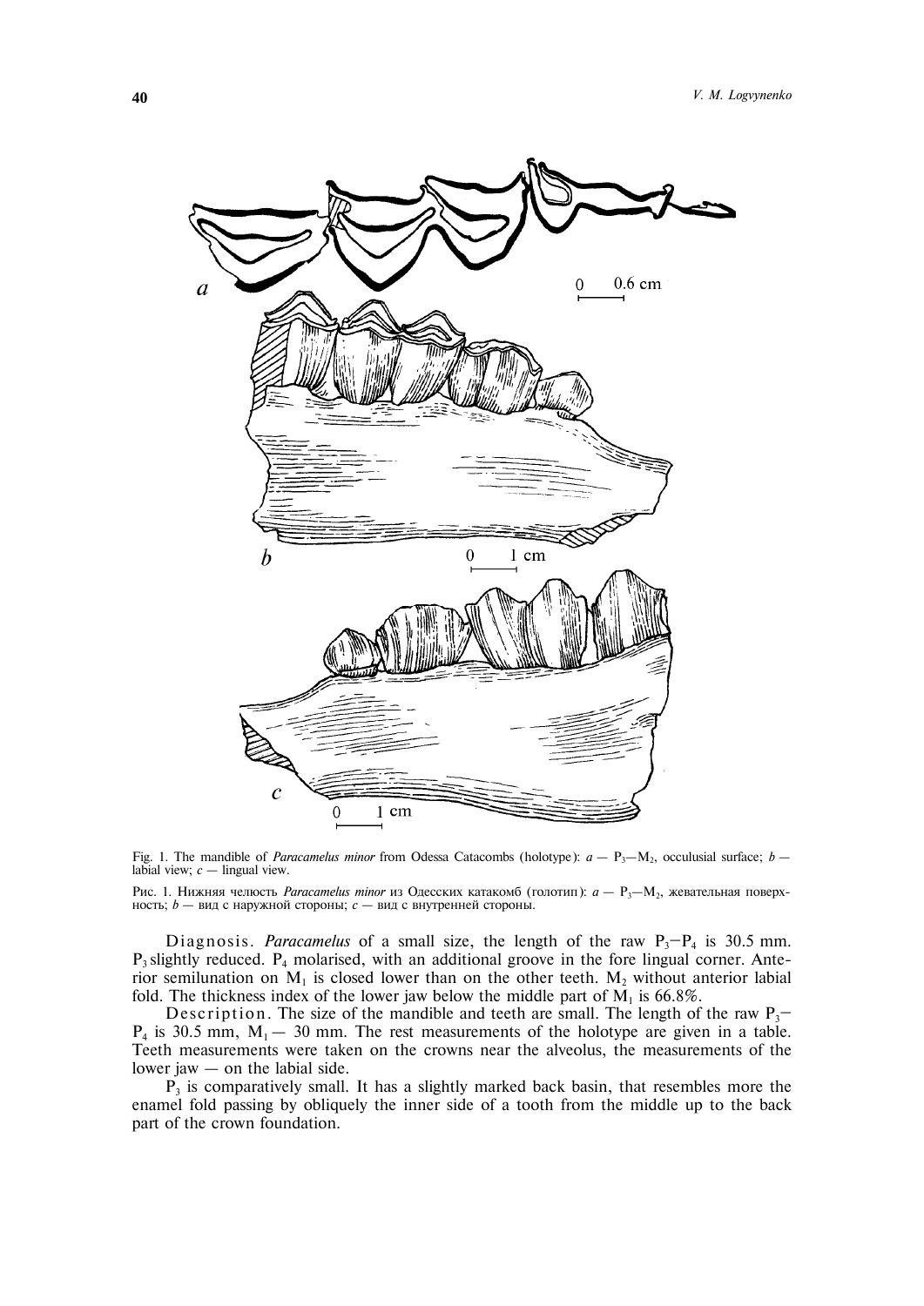Fig. 1. The mandible of *Paracamelus minor* from Odessa Catacombs (holotype): *a* — $P_3$—$M_2$, occulusial surface; *b* — labial view; *c* — lingual view.

Рис. 1. Нижняя челюсть *Paracamelus minor* из Одесских катакомб (голотип): *a* — $P_3$—$M_2$, жевательная поверхность; *b* — вид с наружной стороны; *c* — вид с внутренней стороны.

Diagnosis. *Paracamelus* of a small size, the length of the raw $P_3$–$P_4$ is 30.5 mm. $P_3$ slightly reduced. $P_4$ molarised, with an additional groove in the fore lingual corner. Anterior semilunation on $M_1$ is closed lower than on the other teeth. $M_2$ without anterior labial fold. The thickness index of the lower jaw below the middle part of $M_1$ is 66.8%.

Description. The size of the mandible and teeth are small. The length of the raw $P_3$–$P_4$ is 30.5 mm, $M_1$ — 30 mm. The rest measurements of the holotype are given in a table. Teeth measurements were taken on the crowns near the alveolus, the measurements of the lower jaw — on the labial side.

$P_3$ is comparatively small. It has a slightly marked back basin, that resembles more the enamel fold passing by obliquely the inner side of a tooth from the middle up to the back part of the crown foundation.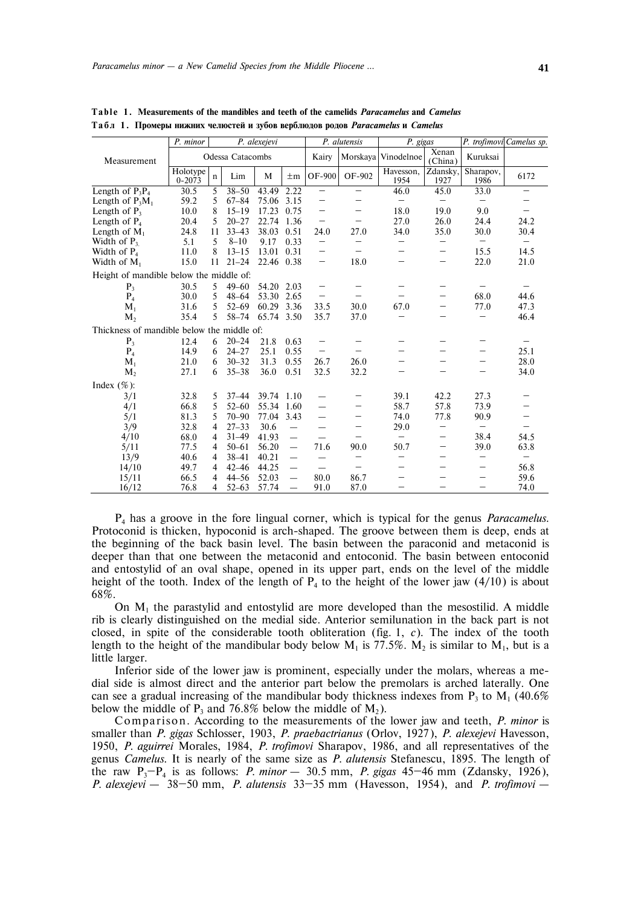**Table 1. Measurements of the mandibles and teeth of the camelids *Paracamelus* and *Camelus***

**Табл 1. Промеры нижних челюстей и зубов верблюдов родов *Paracamelus* и *Camelus***

| Measurement | *P. minor* | *P. alexejevi* | | | | *P. alutensis* | | *P. gigas* | | *P. trofimovi* | *Camelus sp.* |
|---|---|---|---|---|---|---|---|---|---|---|---|
| | Odessa Catacombs | | | | | Kairy | Morskaya | Vinodelnoe | Xenan (China) | Kuruksai | |
| | Holotype 0-2073 | n | Lim | M | ±m | OF-900 | OF-902 | Havesson, 1954 | Zdansky, 1927 | Sharapov, 1986 | 6172 |
| Length of $P_3P_4$ | 30.5 | 5 | 38–50 | 43.49 | 2.22 | – | – | 46.0 | 45.0 | 33.0 | – |
| Length of $P_3M_1$ | 59.2 | 5 | 67–84 | 75.06 | 3.15 | – | – | – | – | – | – |
| Length of $P_3$ | 10.0 | 8 | 15–19 | 17.23 | 0.75 | – | – | 18.0 | 19.0 | 9.0 | – |
| Length of $P_4$ | 20.4 | 5 | 20–27 | 22.74 | 1.36 | – | – | 27.0 | 26.0 | 24.4 | 24.2 |
| Length of $M_1$ | 24.8 | 11 | 33–43 | 38.03 | 0.51 | 24.0 | 27.0 | 34.0 | 35.0 | 30.0 | 30.4 |
| Width of $P_3$ | 5.1 | 5 | 8–10 | 9.17 | 0.33 | – | – | – | – | – | – |
| Width of $P_4$ | 11.0 | 8 | 13–15 | 13.01 | 0.31 | – | – | – | – | 15.5 | 14.5 |
| Width of $M_1$ | 15.0 | 11 | 21–24 | 22.46 | 0.38 | – | 18.0 | – | – | 22.0 | 21.0 |
| Height of mandible below the middle of: | | | | | | | | | | | |
| $P_3$ | 30.5 | 5 | 49–60 | 54.20 | 2.03 | – | – | – | – | – | – |
| $P_4$ | 30.0 | 5 | 48–64 | 53.30 | 2.65 | – | – | – | – | 68.0 | 44.6 |
| $M_1$ | 31.6 | 5 | 52–69 | 60.29 | 3.36 | 33.5 | 30.0 | 67.0 | – | 77.0 | 47.3 |
| $M_2$ | 35.4 | 5 | 58–74 | 65.74 | 3.50 | 35.7 | 37.0 | – | – | – | 46.4 |
| Thickness of mandible below the middle of: | | | | | | | | | | | |
| $P_3$ | 12.4 | 6 | 20–24 | 21.8 | 0.63 | – | – | – | – | – | – |
| $P_4$ | 14.9 | 6 | 24–27 | 25.1 | 0.55 | – | – | – | – | – | 25.1 |
| $M_1$ | 21.0 | 6 | 30–32 | 31.3 | 0.55 | 26.7 | 26.0 | – | – | – | 28.0 |
| $M_2$ | 27.1 | 6 | 35–38 | 36.0 | 0.51 | 32.5 | 32.2 | – | – | – | 34.0 |
| Index (%): | | | | | | | | | | | |
| 3/1 | 32.8 | 5 | 37–44 | 39.74 | 1.10 | – | – | 39.1 | 42.2 | 27.3 | – |
| 4/1 | 66.8 | 5 | 52–60 | 55.34 | 1.60 | – | – | 58.7 | 57.8 | 73.9 | – |
| 5/1 | 81.3 | 5 | 70–90 | 77.04 | 3.43 | – | – | 74.0 | 77.8 | 90.9 | – |
| 3/9 | 32.8 | 4 | 27–33 | 30.6 | – | – | – | 29.0 | – | – | – |
| 4/10 | 68.0 | 4 | 31–49 | 41.93 | – | – | – | – | – | 38.4 | 54.5 |
| 5/11 | 77.5 | 4 | 50–61 | 56.20 | – | 71.6 | 90.0 | 50.7 | – | 39.0 | 63.8 |
| 13/9 | 40.6 | 4 | 38–41 | 40.21 | – | – | – | – | – | – | – |
| 14/10 | 49.7 | 4 | 42–46 | 44.25 | – | – | – | – | – | – | 56.8 |
| 15/11 | 66.5 | 4 | 44–56 | 52.03 | – | 80.0 | 86.7 | – | – | – | 59.6 |
| 16/12 | 76.8 | 4 | 52–63 | 57.74 | – | 91.0 | 87.0 | – | – | – | 74.0 |

$P_4$ has a groove in the fore lingual corner, which is typical for the genus *Paracamelus*. Protoconid is thicken, hypoconid is arch-shaped. The groove between them is deep, ends at the beginning of the back basin level. The basin between the paraconid and metaconid is deeper than that one between the metaconid and entoconid. The basin between entoconid and entostylid of an oval shape, opened in its upper part, ends on the level of the middle height of the tooth. Index of the length of $P_4$ to the height of the lower jaw (4/10) is about 68%.

On $M_1$ the parastylid and entostylid are more developed than the mesostilid. A middle rib is clearly distinguished on the medial side. Anterior semilunation in the back part is not closed, in spite of the considerable tooth obliteration (fig. 1, *c*). The index of the tooth length to the height of the mandibular body below $M_1$ is 77.5%. $M_2$ is similar to $M_1$, but is a little larger.

Inferior side of the lower jaw is prominent, especially under the molars, whereas a medial side is almost direct and the anterior part below the premolars is arched laterally. One can see a gradual increasing of the mandibular body thickness indexes from $P_3$ to $M_1$ (40.6% below the middle of $P_3$ and 76.8% below the middle of $M_2$).

Comparison. According to the measurements of the lower jaw and teeth, *P. minor* is smaller than *P. gigas* Schlosser, 1903, *P. praebactrianus* (Orlov, 1927), *P. alexejevi* Havesson, 1950, *P. aguirrei* Morales, 1984, *P. trofimovi* Sharapov, 1986, and all representatives of the genus *Camelus*. It is nearly of the same size as *P. alutensis* Stefanescu, 1895. The length of the raw $P_3$–$P_4$ is as follows: *P. minor* — 30.5 mm, *P. gigas* 45–46 mm (Zdansky, 1926), *P. alexejevi* — 38–50 mm, *P. alutensis* 33–35 mm (Havesson, 1954), and *P. trofimovi* —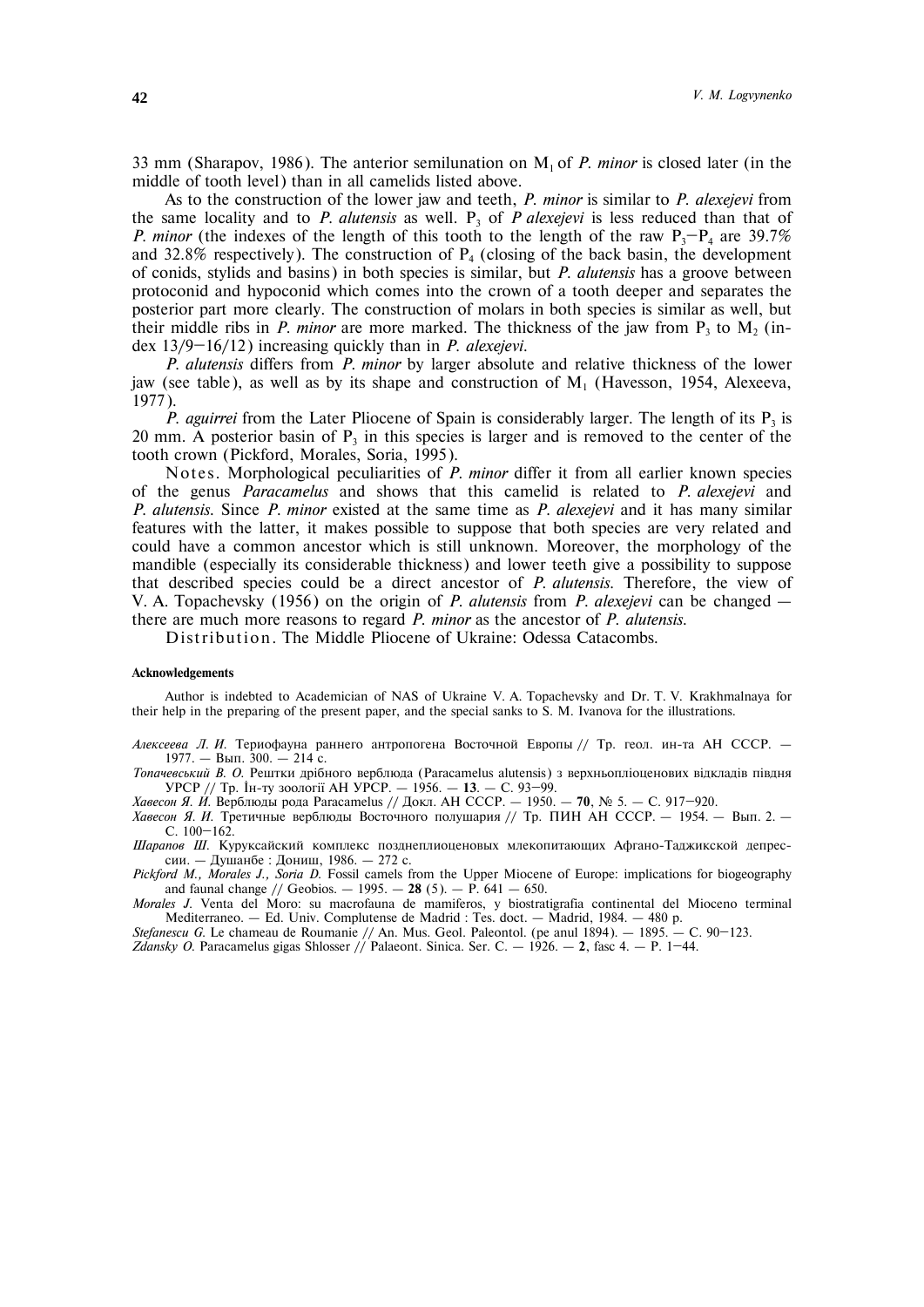33 mm (Sharapov, 1986). The anterior semilunation on $M_1$ of *P. minor* is closed later (in the middle of tooth level) than in all camelids listed above.

As to the construction of the lower jaw and teeth, *P. minor* is similar to *P. alexejevi* from the same locality and to *P. alutensis* as well. $P_3$ of *P alexejevi* is less reduced than that of *P. minor* (the indexes of the length of this tooth to the length of the raw $P_3$–$P_4$ are 39.7% and 32.8% respectively). The construction of $P_4$ (closing of the back basin, the development of conids, stylids and basins) in both species is similar, but *P. alutensis* has a groove between protoconid and hypoconid which comes into the crown of a tooth deeper and separates the posterior part more clearly. The construction of molars in both species is similar as well, but their middle ribs in *P. minor* are more marked. The thickness of the jaw from $P_3$ to $M_2$ (index 13/9–16/12) increasing quickly than in *P. alexejevi*.

*P. alutensis* differs from *P. minor* by larger absolute and relative thickness of the lower jaw (see table), as well as by its shape and construction of $M_1$ (Havesson, 1954, Alexeeva, 1977).

*P. aguirrei* from the Later Pliocene of Spain is considerably larger. The length of its $P_3$ is 20 mm. A posterior basin of $P_3$ in this species is larger and is removed to the center of the tooth crown (Pickford, Morales, Soria, 1995).

Notes. Morphological peculiarities of *P. minor* differ it from all earlier known species of the genus *Paracamelus* and shows that this camelid is related to *P. alexejevi* and *P. alutensis*. Since *P. minor* existed at the same time as *P. alexejevi* and it has many similar features with the latter, it makes possible to suppose that both species are very related and could have a common ancestor which is still unknown. Moreover, the morphology of the mandible (especially its considerable thickness) and lower teeth give a possibility to suppose that described species could be a direct ancestor of *P. alutensis*. Therefore, the view of V. A. Topachevsky (1956) on the origin of *P. alutensis* from *P. alexejevi* can be changed — there are much more reasons to regard *P. minor* as the ancestor of *P. alutensis*.

Distribution. The Middle Pliocene of Ukraine: Odessa Catacombs.

#### Acknowledgements

Author is indebted to Academician of NAS of Ukraine V. A. Topachevsky and Dr. T. V. Krakhmalnaya for their help in the preparing of the present paper, and the special sanks to S. M. Ivanova for the illustrations.

*Алексеева Л. И.* Териофауна раннего антропогена Восточной Европы // Тр. геол. ин-та АН СССР. — 1977. — Вып. 300. — 214 с.

*Топачевський В. О.* Рештки дрібного верблюда (Paracamelus alutensis) з верхньопліоценових відкладів півдня УРСР // Тр. Ін-ту зоології АН УРСР. — 1956. — **13**. — С. 93–99.

*Хавесон Я. И.* Верблюды рода Paracamelus // Докл. АН СССР. — 1950. — **70**, № 5. — С. 917–920.

*Хавесон Я. И.* Третичные верблюды Восточного полушария // Тр. ПИН АН СССР. — 1954. — Вып. 2. — С. 100–162.

*Шарапов Ш.* Куруксайский комплекс позднеплиоценовых млекопитающих Афгано-Таджикской депрессии. — Душанбе : Дониш, 1986. — 272 с.

*Pickford M., Morales J., Soria D.* Fossil camels from the Upper Miocene of Europe: implications for biogeography and faunal change // Geobios. — 1995. — **28** (5). — P. 641 — 650.

*Morales J.* Venta del Moro: su macrofauna de mamiferos, y biostratigrafia continental del Mioceno terminal Mediterraneo. — Ed. Univ. Complutense de Madrid : Tes. doct. — Madrid, 1984. — 480 p.

*Stefanescu G.* Le chameau de Roumanie // An. Mus. Geol. Paleontol. (pe anul 1894). — 1895. — C. 90–123.

*Zdansky O.* Paracamelus gigas Shlosser // Palaeont. Sinica. Ser. C. — 1926. — **2**, fasc 4. — P. 1–44.